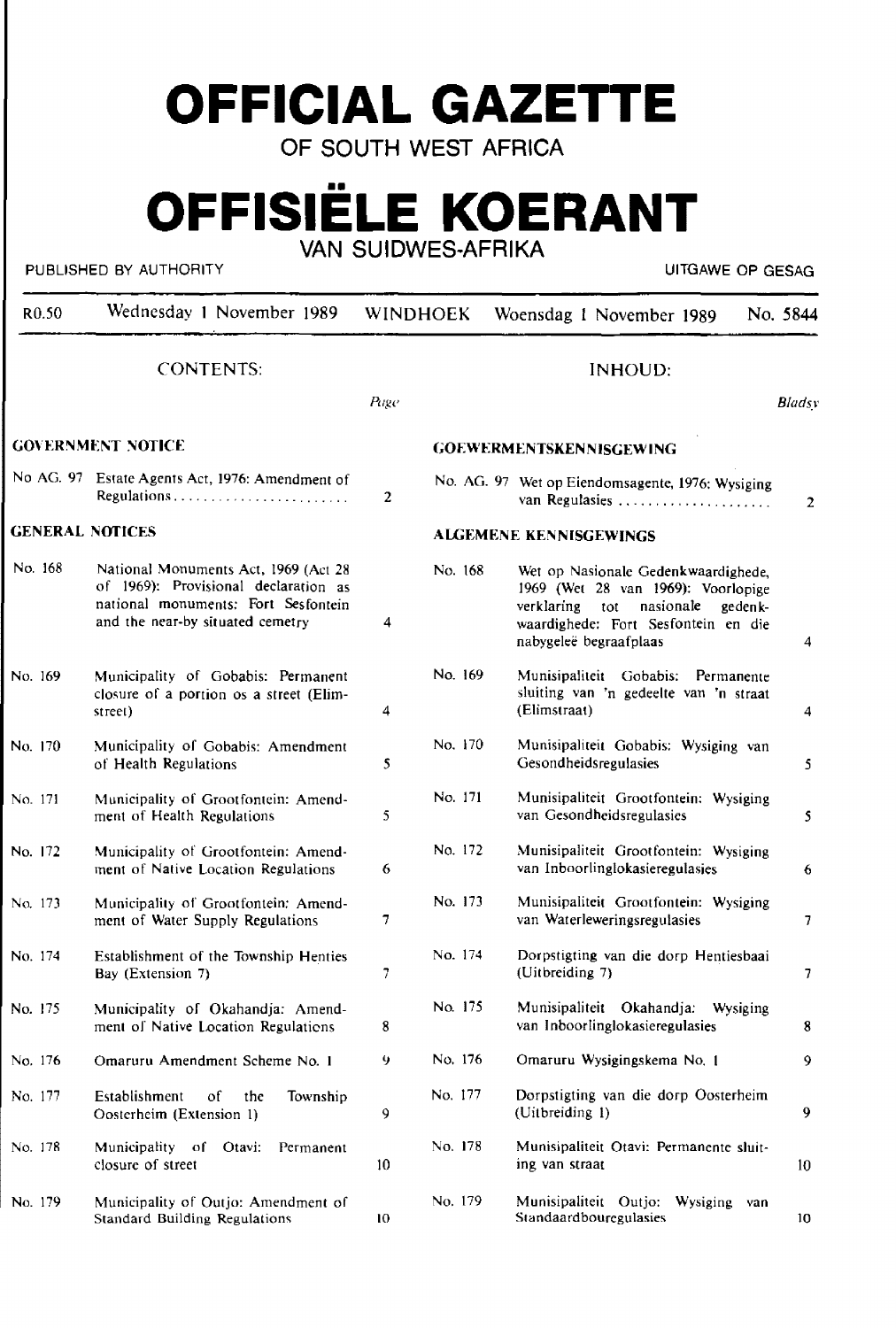# OFFICIAL GAZETTE

OF SOUTH WEST AFRICA

# OFFISIËLE KOERANT

VAN SUIDWES-AFRIKA

PUBLISHED BY AUTHORITY — UITGAWE OP GESAG

R0.50 | Wednesday 1 November 1989 | WINDHOEK | Woensdag 1 November 1989 | No. 5844

## CONTENTS:

| | | Page |
|---|---|---|
| **GOVERNMENT NOTICE** | | |
| No AG. 97 | Estate Agents Act, 1976: Amendment of Regulations | 2 |
| **GENERAL NOTICES** | | |
| No. 168 | National Monuments Act, 1969 (Act 28 of 1969): Provisional declaration as national monuments: Fort Sesfontein and the near-by situated cemetry | 4 |
| No. 169 | Municipality of Gobabis: Permanent closure of a portion os a street (Elim-street) | 4 |
| No. 170 | Municipality of Gobabis: Amendment of Health Regulations | 5 |
| No. 171 | Municipality of Grootfontein: Amendment of Health Regulations | 5 |
| No. 172 | Municipality of Grootfontein: Amendment of Native Location Regulations | 6 |
| No. 173 | Municipality of Grootfontein: Amendment of Water Supply Regulations | 7 |
| No. 174 | Establishment of the Township Henties Bay (Extension 7) | 7 |
| No. 175 | Municipality of Okahandja: Amendment of Native Location Regulations | 8 |
| No. 176 | Omaruru Amendment Scheme No. 1 | 9 |
| No. 177 | Establishment of the Township Oosterheim (Extension 1) | 9 |
| No. 178 | Municipality of Otavi: Permanent closure of street | 10 |
| No. 179 | Municipality of Outjo: Amendment of Standard Building Regulations | 10 |

## INHOUD:

| | | Bladsy |
|---|---|---|
| **GOEWERMENTSKENNISGEWING** | | |
| No. AG. 97 | Wet op Eiendomsagente, 1976: Wysiging van Regulasies | 2 |
| **ALGEMENE KENNISGEWINGS** | | |
| No. 168 | Wet op Nasionale Gedenkwaardighede, 1969 (Wet 28 van 1969): Voorlopige verklaring tot nasionale gedenkwaardighede: Fort Sesfontein en die nabygeleë begraafplaas | 4 |
| No. 169 | Munisipaliteit Gobabis: Permanente sluiting van 'n gedeelte van 'n straat (Elimstraat) | 4 |
| No. 170 | Munisipaliteit Gobabis: Wysiging van Gesondheidsregulasies | 5 |
| No. 171 | Munisipaliteit Grootfontein: Wysiging van Gesondheidsregulasies | 5 |
| No. 172 | Munisipaliteit Grootfontein: Wysiging van Inboorlinglokasieregulasies | 6 |
| No. 173 | Munisipaliteit Grootfontein: Wysiging van Waterleweringsregulasies | 7 |
| No. 174 | Dorpstigting van die dorp Hentiesbaai (Uitbreiding 7) | 7 |
| No. 175 | Munisipaliteit Okahandja: Wysiging van Inboorlinglokasieregulasies | 8 |
| No. 176 | Omaruru Wysigingskema No. 1 | 9 |
| No. 177 | Dorpstigting van die dorp Oosterheim (Uitbreiding 1) | 9 |
| No. 178 | Munisipaliteit Otavi: Permanente sluiting van straat | 10 |
| No. 179 | Munisipaliteit Outjo: Wysiging van Standaardbouregulasies | 10 |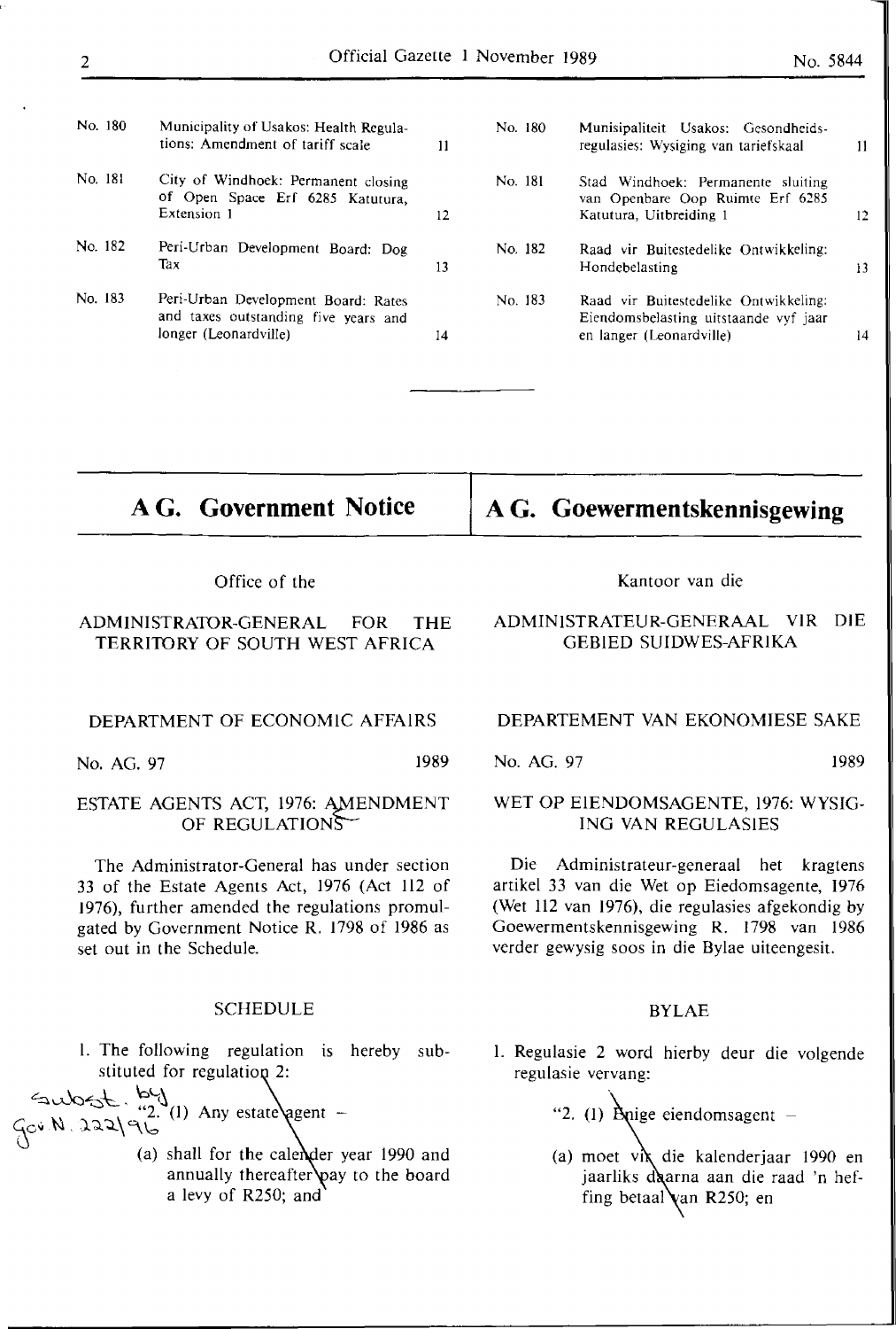| No. | English | Page | No. | Afrikaans | Page |
|---|---|---|---|---|---|
| No. 180 | Municipality of Usakos: Health Regulations: Amendment of tariff scale | 11 | No. 180 | Munisipaliteit Usakos: Gesondheidsregulasies: Wysiging van tariefskaal | 11 |
| No. 181 | City of Windhoek: Permanent closing of Open Space Erf 6285 Katutura, Extension 1 | 12 | No. 181 | Stad Windhoek: Permanente sluiting van Openbare Oop Ruimte Erf 6285 Katutura, Uitbreiding 1 | 12 |
| No. 182 | Peri-Urban Development Board: Dog Tax | 13 | No. 182 | Raad vir Buitestedelike Ontwikkeling: Hondebelasting | 13 |
| No. 183 | Peri-Urban Development Board: Rates and taxes outstanding five years and longer (Leonardville) | 14 | No. 183 | Raad vir Buitestedelike Ontwikkeling: Eiendomsbelasting uitstaande vyf jaar en langer (Leonardville) | 14 |

# A G. Government Notice

Office of the

ADMINISTRATOR-GENERAL FOR THE TERRITORY OF SOUTH WEST AFRICA

DEPARTMENT OF ECONOMIC AFFAIRS

No. AG. 97 1989

## ESTATE AGENTS ACT, 1976: AMENDMENT OF REGULATIONS

The Administrator-General has under section 33 of the Estate Agents Act, 1976 (Act 112 of 1976), further amended the regulations promulgated by Government Notice R. 1798 of 1986 as set out in the Schedule.

SCHEDULE

1. The following regulation is hereby substituted for regulation 2:

Subst. by Gov. N. 222/96

"2. (1) Any estate agent –

(a) shall for the calender year 1990 and annually thereafter pay to the board a levy of R250; and

# A G. Goewermentskennisgewing

Kantoor van die

ADMINISTRATEUR-GENERAAL VIR DIE GEBIED SUIDWES-AFRIKA

DEPARTEMENT VAN EKONOMIESE SAKE

No. AG. 97 1989

## WET OP EIENDOMSAGENTE, 1976: WYSIGING VAN REGULASIES

Die Administrateur-generaal het kragtens artikel 33 van die Wet op Eiedomsagente, 1976 (Wet 112 van 1976), die regulasies afgekondig by Goewermentskennisgewing R. 1798 van 1986 verder gewysig soos in die Bylae uiteengesit.

BYLAE

1. Regulasie 2 word hierby deur die volgende regulasie vervang:

"2. (1) Enige eiendomsagent –

(a) moet vir die kalenderjaar 1990 en jaarliks daarna aan die raad 'n heffing betaal van R250; en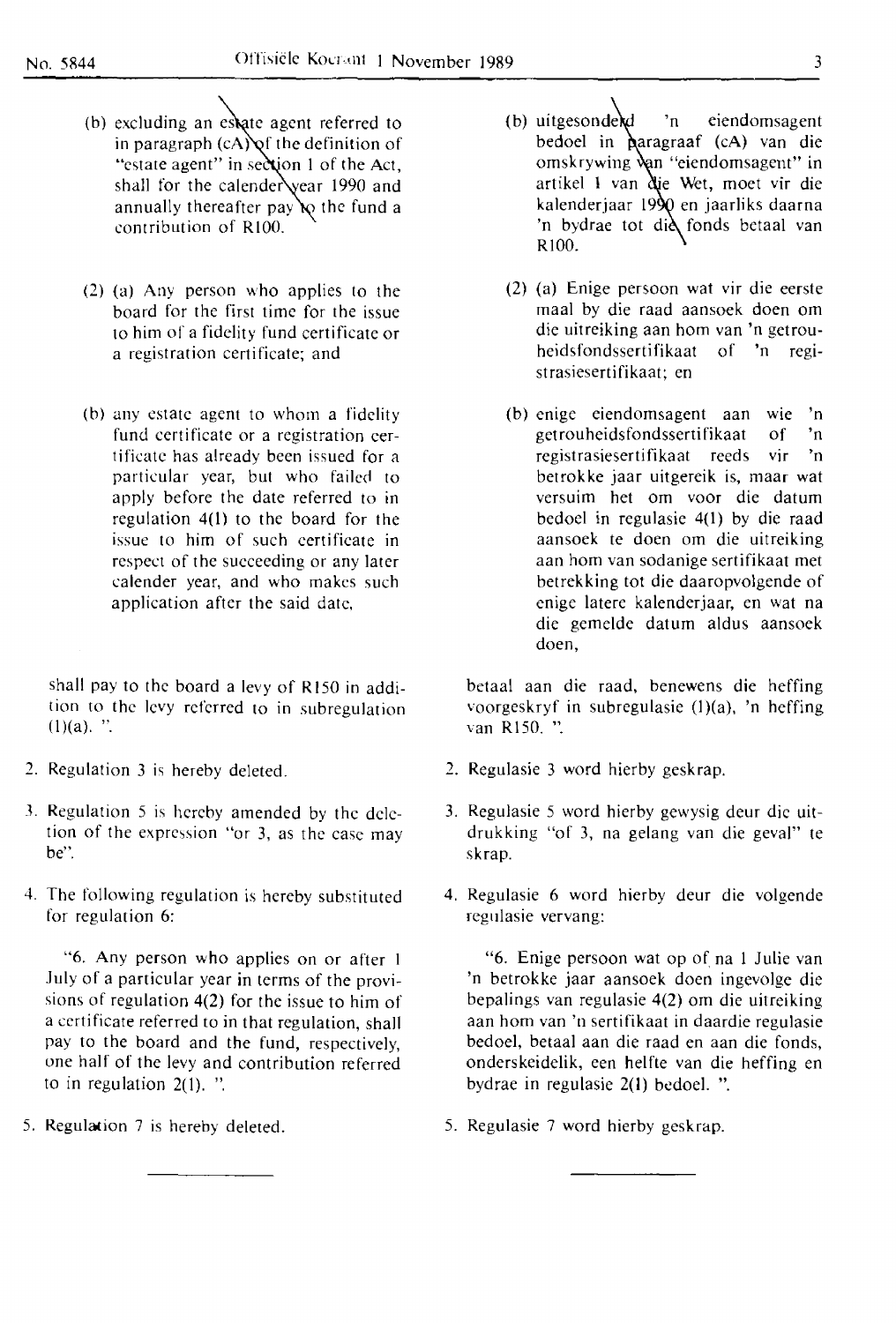(b) excluding an estate agent referred to in paragraph (cA) of the definition of "estate agent" in section 1 of the Act, shall for the calender year 1990 and annually thereafter pay to the fund a contribution of R100.

(2) (a) Any person who applies to the board for the first time for the issue to him of a fidelity fund certificate or a registration certificate; and

(b) any estate agent to whom a fidelity fund certificate or a registration certificate has already been issued for a particular year, but who failed to apply before the date referred to in regulation 4(1) to the board for the issue to him of such certificate in respect of the succeeding or any later calender year, and who makes such application after the said date,

shall pay to the board a levy of R150 in addition to the levy referred to in subregulation (1)(a). ".

2. Regulation 3 is hereby deleted.

3. Regulation 5 is hereby amended by the deletion of the expression "or 3, as the case may be".

4. The following regulation is hereby substituted for regulation 6:

"6. Any person who applies on or after 1 July of a particular year in terms of the provisions of regulation 4(2) for the issue to him of a certificate referred to in that regulation, shall pay to the board and the fund, respectively, one half of the levy and contribution referred to in regulation 2(1). ".

5. Regulation 7 is hereby deleted.

(b) uitgesonderd 'n eiendomsagent bedoel in paragraaf (cA) van die omskrywing van "eiendomsagent" in artikel 1 van die Wet, moet vir die kalenderjaar 1990 en jaarliks daarna 'n bydrae tot die fonds betaal van R100.

(2) (a) Enige persoon wat vir die eerste maal by die raad aansoek doen om die uitreiking aan hom van 'n getrouheidsfondssertifikaat of 'n registrasiesertifikaat; en

(b) enige eiendomsagent aan wie 'n getrouheidsfondssertifikaat of 'n registrasiesertifikaat reeds vir 'n betrokke jaar uitgereik is, maar wat versuim het om voor die datum bedoel in regulasie 4(1) by die raad aansoek te doen om die uitreiking aan hom van sodanige sertifikaat met betrekking tot die daaropvolgende of enige latere kalenderjaar, en wat na die gemelde datum aldus aansoek doen,

betaal aan die raad, benewens die heffing voorgeskryf in subregulasie (1)(a), 'n heffing van R150. ".

2. Regulasie 3 word hierby geskrap.

3. Regulasie 5 word hierby gewysig deur die uitdrukking "of 3, na gelang van die geval" te skrap.

4. Regulasie 6 word hierby deur die volgende regulasie vervang:

"6. Enige persoon wat op of na 1 Julie van 'n betrokke jaar aansoek doen ingevolge die bepalings van regulasie 4(2) om die uitreiking aan hom van 'n sertifikaat in daardie regulasie bedoel, betaal aan die raad en aan die fonds, onderskeidelik, een helfte van die heffing en bydrae in regulasie 2(1) bedoel. ".

5. Regulasie 7 word hierby geskrap.